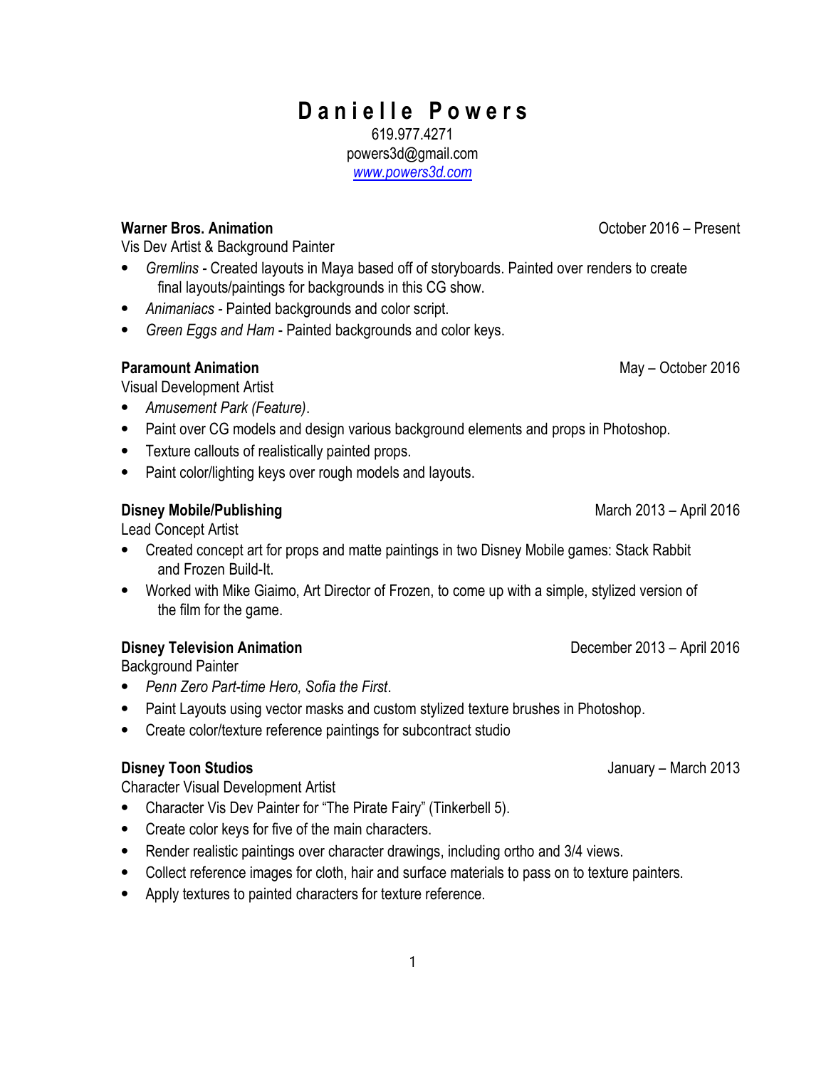# Danielle Powers

619.977.4271
powers3d@gmail.com
[www.powers3d.com](http://www.powers3d.com)

**Warner Bros. Animation** October 2016 – Present
Vis Dev Artist & Background Painter

- *Gremlins* - Created layouts in Maya based off of storyboards. Painted over renders to create final layouts/paintings for backgrounds in this CG show.
- *Animaniacs* - Painted backgrounds and color script.
- *Green Eggs and Ham* - Painted backgrounds and color keys.

**Paramount Animation** May – October 2016
Visual Development Artist

- *Amusement Park (Feature)*.
- Paint over CG models and design various background elements and props in Photoshop.
- Texture callouts of realistically painted props.
- Paint color/lighting keys over rough models and layouts.

**Disney Mobile/Publishing** March 2013 – April 2016
Lead Concept Artist

- Created concept art for props and matte paintings in two Disney Mobile games: Stack Rabbit and Frozen Build-It.
- Worked with Mike Giaimo, Art Director of Frozen, to come up with a simple, stylized version of the film for the game.

**Disney Television Animation** December 2013 – April 2016
Background Painter

- *Penn Zero Part-time Hero, Sofia the First*.
- Paint Layouts using vector masks and custom stylized texture brushes in Photoshop.
- Create color/texture reference paintings for subcontract studio

**Disney Toon Studios** January – March 2013
Character Visual Development Artist

- Character Vis Dev Painter for "The Pirate Fairy" (Tinkerbell 5).
- Create color keys for five of the main characters.
- Render realistic paintings over character drawings, including ortho and 3/4 views.
- Collect reference images for cloth, hair and surface materials to pass on to texture painters.
- Apply textures to painted characters for texture reference.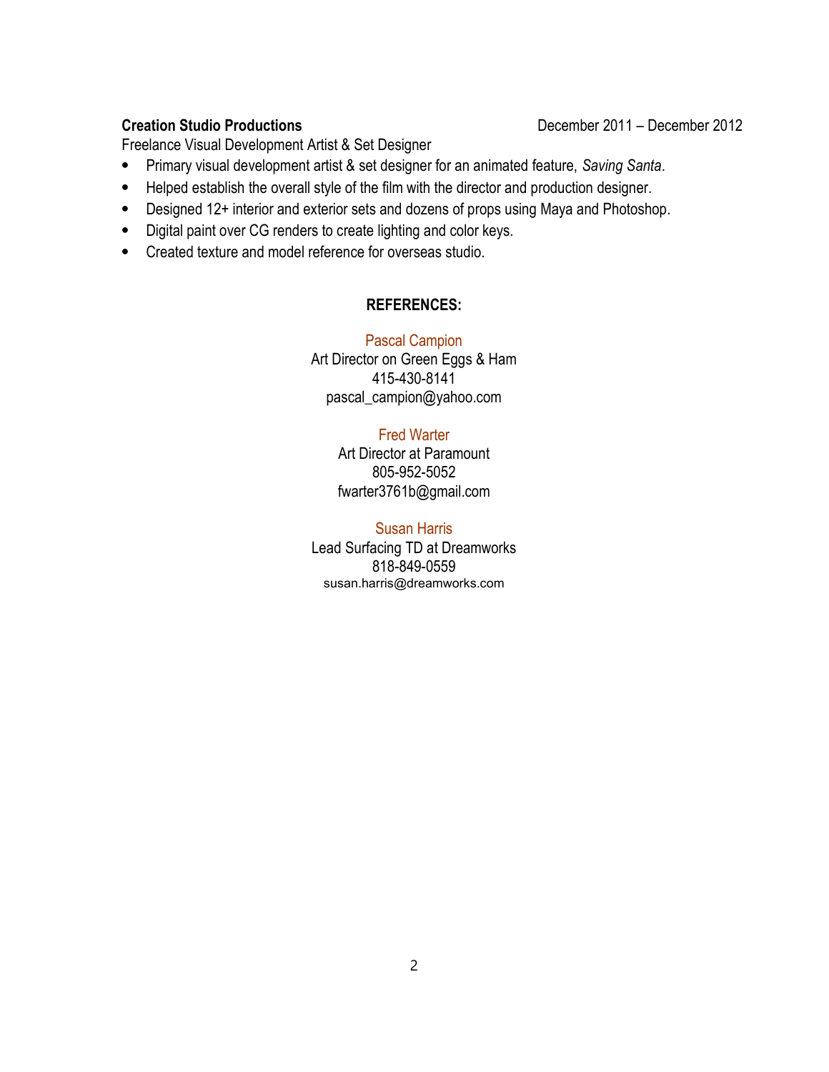**Creation Studio Productions** December 2011 – December 2012

Freelance Visual Development Artist & Set Designer

- Primary visual development artist & set designer for an animated feature, *Saving Santa*.
- Helped establish the overall style of the film with the director and production designer.
- Designed 12+ interior and exterior sets and dozens of props using Maya and Photoshop.
- Digital paint over CG renders to create lighting and color keys.
- Created texture and model reference for overseas studio.

## REFERENCES:

Pascal Campion
Art Director on Green Eggs & Ham
415-430-8141
pascal_campion@yahoo.com

Fred Warter
Art Director at Paramount
805-952-5052
fwarter3761b@gmail.com

Susan Harris
Lead Surfacing TD at Dreamworks
818-849-0559
susan.harris@dreamworks.com